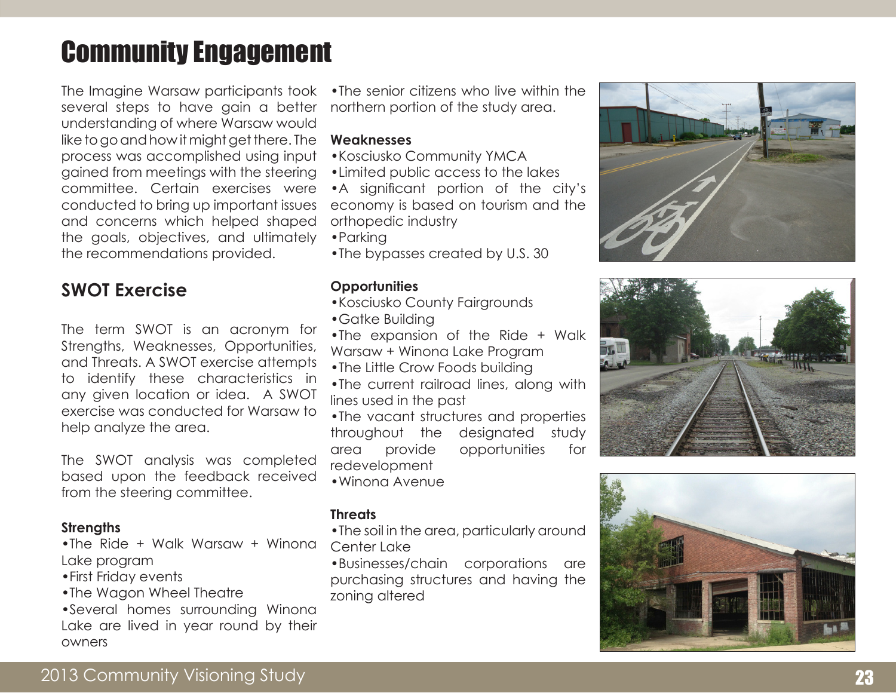# Community Engagement

The Imagine Warsaw participants took several steps to have gain a better understanding of where Warsaw would like to go and how it might get there. The process was accomplished using input gained from meetings with the steering committee. Certain exercises were conducted to bring up important issues and concerns which helped shaped the goals, objectives, and ultimately the recommendations provided.

## SWOT Exercise

The term SWOT is an acronym for Strengths, Weaknesses, Opportunities, and Threats. A SWOT exercise attempts to identify these characteristics in any given location or idea. A SWOT exercise was conducted for Warsaw to help analyze the area.

The SWOT analysis was completed based upon the feedback received from the steering committee.

**Strengths**

- The Ride + Walk Warsaw + Winona Lake program
- First Friday events
- The Wagon Wheel Theatre
- Several homes surrounding Winona Lake are lived in year round by their owners
- The senior citizens who live within the northern portion of the study area.

**Weaknesses**

- Kosciusko Community YMCA
- Limited public access to the lakes
- A significant portion of the city's economy is based on tourism and the orthopedic industry
- Parking
- The bypasses created by U.S. 30

**Opportunities**

- Kosciusko County Fairgrounds
- Gatke Building
- The expansion of the Ride + Walk Warsaw + Winona Lake Program
- The Little Crow Foods building
- The current railroad lines, along with lines used in the past
- The vacant structures and properties throughout the designated study area provide opportunities for redevelopment
- Winona Avenue

**Threats**

- The soil in the area, particularly around Center Lake
- Businesses/chain corporations are purchasing structures and having the zoning altered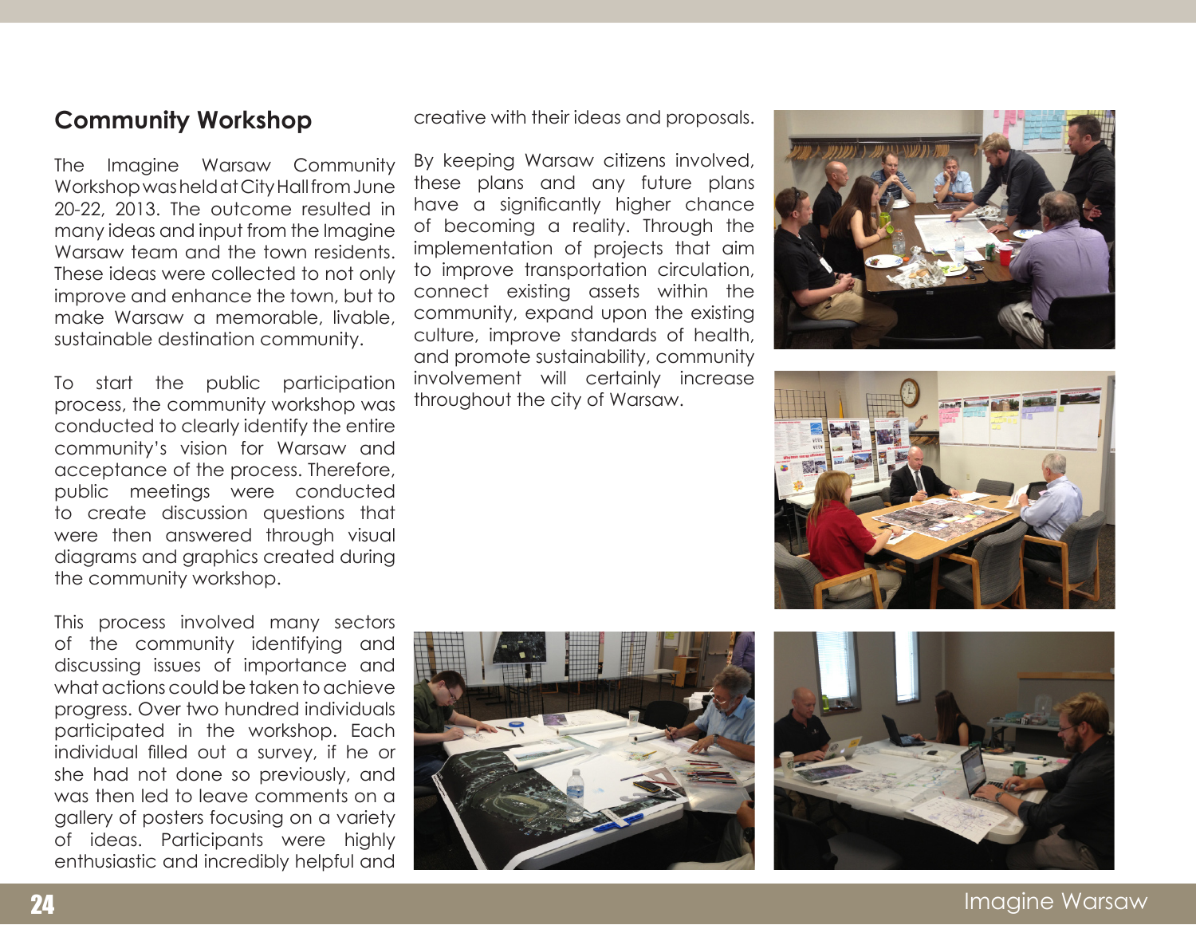## Community Workshop

The Imagine Warsaw Community Workshop was held at City Hall from June 20-22, 2013. The outcome resulted in many ideas and input from the Imagine Warsaw team and the town residents. These ideas were collected to not only improve and enhance the town, but to make Warsaw a memorable, livable, sustainable destination community.

To start the public participation process, the community workshop was conducted to clearly identify the entire community's vision for Warsaw and acceptance of the process. Therefore, public meetings were conducted to create discussion questions that were then answered through visual diagrams and graphics created during the community workshop.

This process involved many sectors of the community identifying and discussing issues of importance and what actions could be taken to achieve progress. Over two hundred individuals participated in the workshop. Each individual filled out a survey, if he or she had not done so previously, and was then led to leave comments on a gallery of posters focusing on a variety of ideas. Participants were highly enthusiastic and incredibly helpful and creative with their ideas and proposals.

By keeping Warsaw citizens involved, these plans and any future plans have a significantly higher chance of becoming a reality. Through the implementation of projects that aim to improve transportation circulation, connect existing assets within the community, expand upon the existing culture, improve standards of health, and promote sustainability, community involvement will certainly increase throughout the city of Warsaw.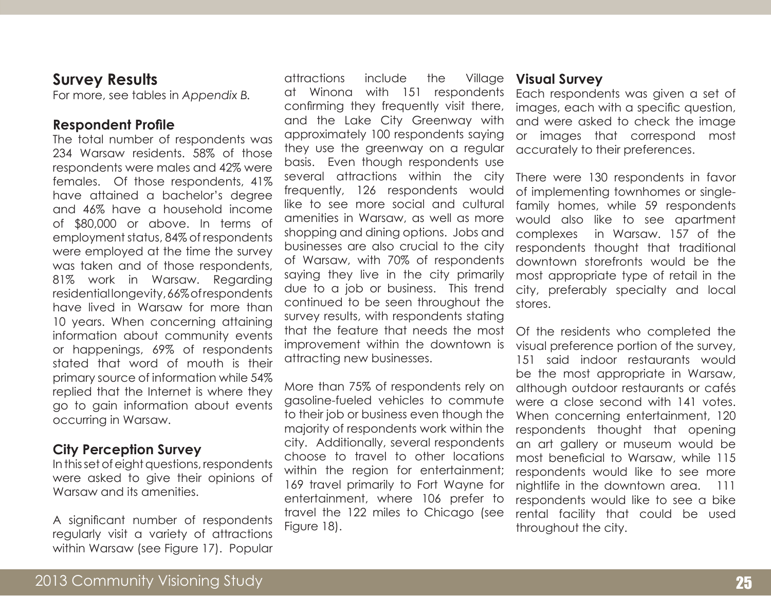## Survey Results

For more, see tables in *Appendix B.*

### Respondent Profile

The total number of respondents was 234 Warsaw residents. 58% of those respondents were males and 42% were females. Of those respondents, 41% have attained a bachelor's degree and 46% have a household income of $80,000 or above. In terms of employment status, 84% of respondents were employed at the time the survey was taken and of those respondents, 81% work in Warsaw. Regarding residential longevity, 66% of respondents have lived in Warsaw for more than 10 years. When concerning attaining information about community events or happenings, 69% of respondents stated that word of mouth is their primary source of information while 54% replied that the Internet is where they go to gain information about events occurring in Warsaw.

### City Perception Survey

In this set of eight questions, respondents were asked to give their opinions of Warsaw and its amenities.

A significant number of respondents regularly visit a variety of attractions within Warsaw (see Figure 17). Popular attractions include the Village at Winona with 151 respondents confirming they frequently visit there, and the Lake City Greenway with approximately 100 respondents saying they use the greenway on a regular basis. Even though respondents use several attractions within the city frequently, 126 respondents would like to see more social and cultural amenities in Warsaw, as well as more shopping and dining options. Jobs and businesses are also crucial to the city of Warsaw, with 70% of respondents saying they live in the city primarily due to a job or business. This trend continued to be seen throughout the survey results, with respondents stating that the feature that needs the most improvement within the downtown is attracting new businesses.

More than 75% of respondents rely on gasoline-fueled vehicles to commute to their job or business even though the majority of respondents work within the city. Additionally, several respondents choose to travel to other locations within the region for entertainment; 169 travel primarily to Fort Wayne for entertainment, where 106 prefer to travel the 122 miles to Chicago (see Figure 18).

### Visual Survey

Each respondents was given a set of images, each with a specific question, and were asked to check the image or images that correspond most accurately to their preferences.

There were 130 respondents in favor of implementing townhomes or single-family homes, while 59 respondents would also like to see apartment complexes in Warsaw. 157 of the respondents thought that traditional downtown storefronts would be the most appropriate type of retail in the city, preferably specialty and local stores.

Of the residents who completed the visual preference portion of the survey, 151 said indoor restaurants would be the most appropriate in Warsaw, although outdoor restaurants or cafés were a close second with 141 votes. When concerning entertainment, 120 respondents thought that opening an art gallery or museum would be most beneficial to Warsaw, while 115 respondents would like to see more nightlife in the downtown area. 111 respondents would like to see a bike rental facility that could be used throughout the city.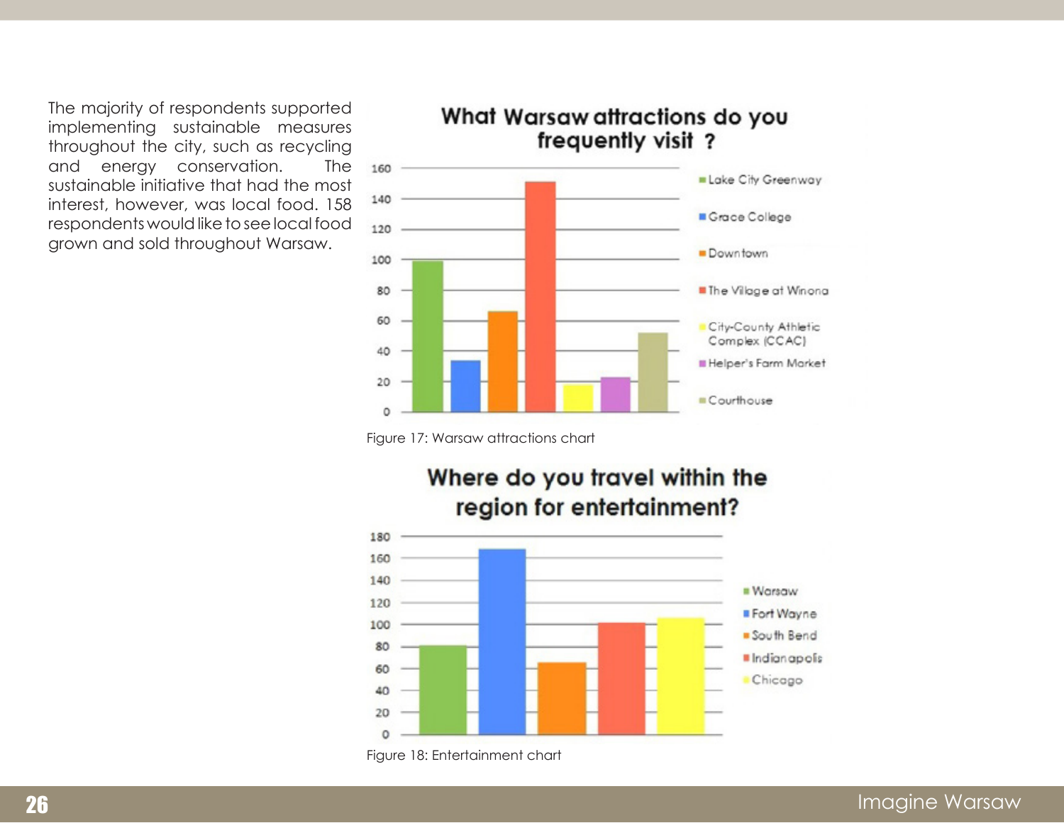The majority of respondents supported implementing sustainable measures throughout the city, such as recycling and energy conservation. The sustainable initiative that had the most interest, however, was local food. 158 respondents would like to see local food grown and sold throughout Warsaw.

**What Warsaw attractions do you frequently visit ?**

160
140
120
100
80
60
40
20
0

Lake City Greenway
Grace College
Downtown
The Village at Winona
City-County Athletic Complex (CCAC)
Helper's Farm Market
Courthouse

Figure 17: Warsaw attractions chart

**Where do you travel within the region for entertainment?**

180
160
140
120
100
80
60
40
20
0

Warsaw
Fort Wayne
South Bend
Indianapolis
Chicago

Figure 18: Entertainment chart